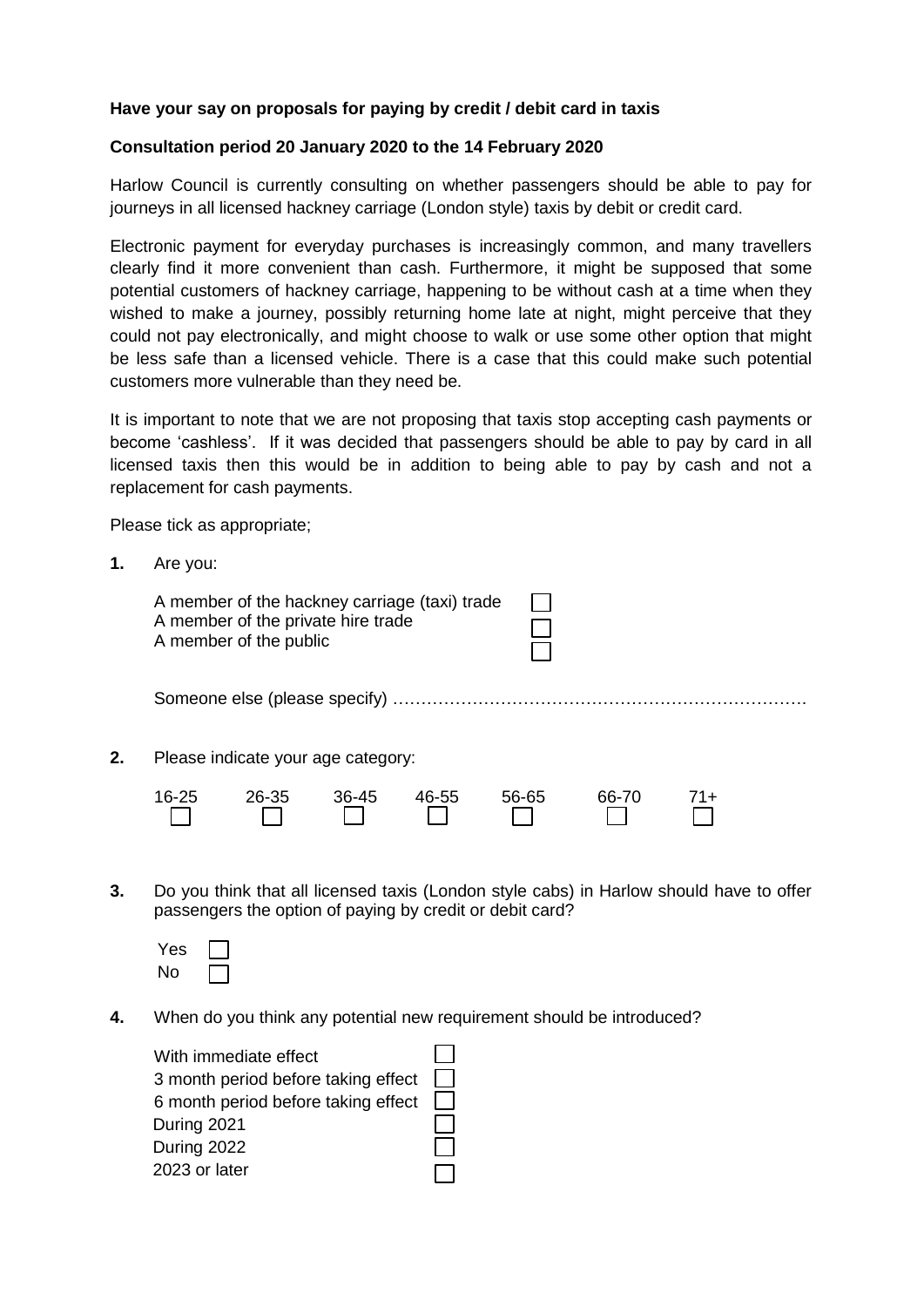**Have your say on proposals for paying by credit / debit card in taxis**

**Consultation period 20 January 2020 to the 14 February 2020**

Harlow Council is currently consulting on whether passengers should be able to pay for journeys in all licensed hackney carriage (London style) taxis by debit or credit card.

Electronic payment for everyday purchases is increasingly common, and many travellers clearly find it more convenient than cash. Furthermore, it might be supposed that some potential customers of hackney carriage, happening to be without cash at a time when they wished to make a journey, possibly returning home late at night, might perceive that they could not pay electronically, and might choose to walk or use some other option that might be less safe than a licensed vehicle. There is a case that this could make such potential customers more vulnerable than they need be.

It is important to note that we are not proposing that taxis stop accepting cash payments or become 'cashless'. If it was decided that passengers should be able to pay by card in all licensed taxis then this would be in addition to being able to pay by cash and not a replacement for cash payments.

Please tick as appropriate;

**1.** Are you:

- A member of the hackney carriage (taxi) trade ☐
- A member of the private hire trade ☐
- A member of the public ☐

Someone else (please specify) ……………………………………………………………….

**2.** Please indicate your age category:

| 16-25 | 26-35 | 36-45 | 46-55 | 56-65 | 66-70 | 71+ |
|---|---|---|---|---|---|---|
| ☐ | ☐ | ☐ | ☐ | ☐ | ☐ | ☐ |

**3.** Do you think that all licensed taxis (London style cabs) in Harlow should have to offer passengers the option of paying by credit or debit card?

- Yes ☐
- No ☐

**4.** When do you think any potential new requirement should be introduced?

- With immediate effect ☐
- 3 month period before taking effect ☐
- 6 month period before taking effect ☐
- During 2021 ☐
- During 2022 ☐
- 2023 or later ☐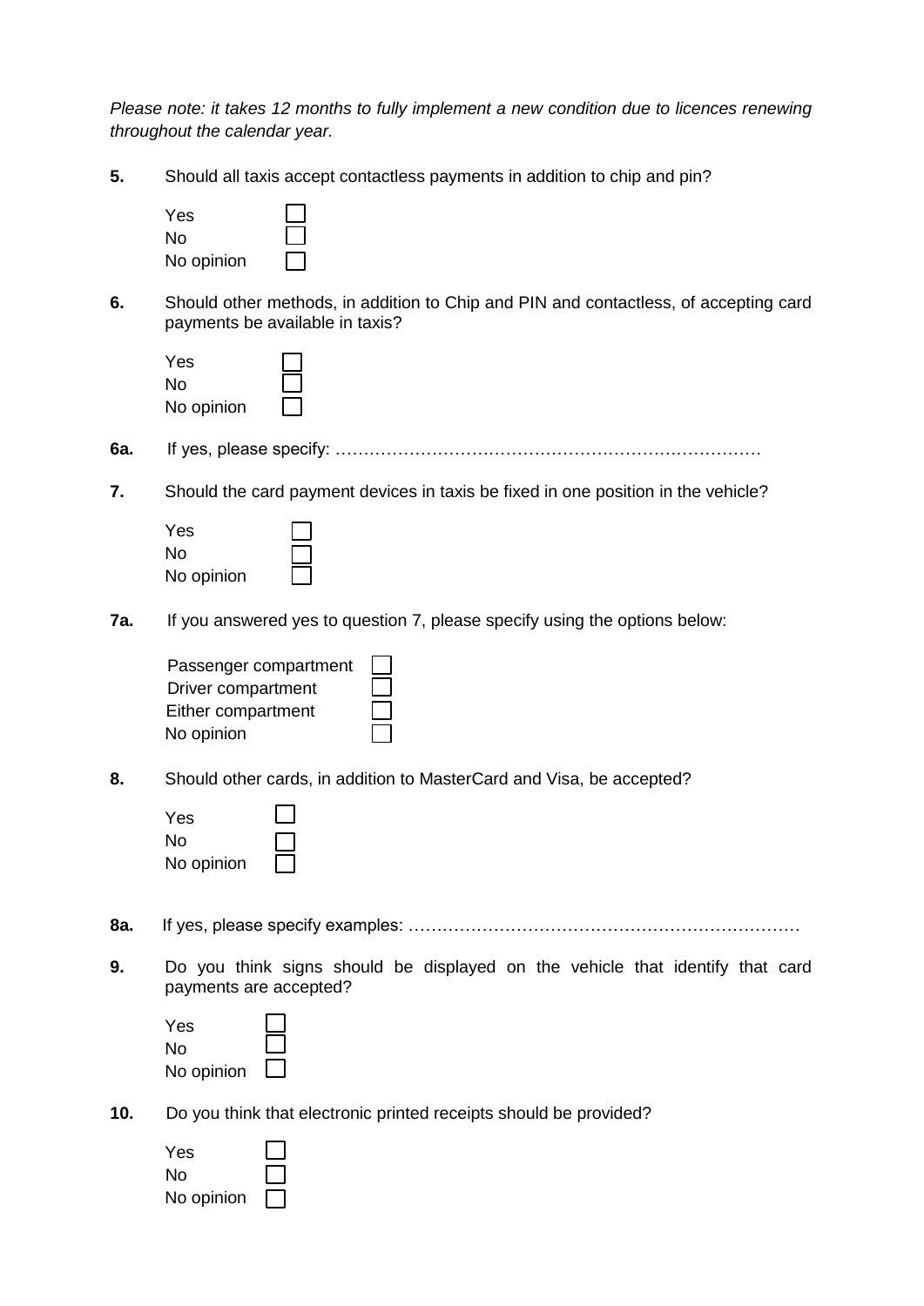*Please note: it takes 12 months to fully implement a new condition due to licences renewing throughout the calendar year.*

**5.** Should all taxis accept contactless payments in addition to chip and pin?

- Yes ☐
- No ☐
- No opinion ☐

**6.** Should other methods, in addition to Chip and PIN and contactless, of accepting card payments be available in taxis?

- Yes ☐
- No ☐
- No opinion ☐

**6a.** If yes, please specify: …………………………………………………………………

**7.** Should the card payment devices in taxis be fixed in one position in the vehicle?

- Yes ☐
- No ☐
- No opinion ☐

**7a.** If you answered yes to question 7, please specify using the options below:

- Passenger compartment ☐
- Driver compartment ☐
- Either compartment ☐
- No opinion ☐

**8.** Should other cards, in addition to MasterCard and Visa, be accepted?

- Yes ☐
- No ☐
- No opinion ☐

**8a.** If yes, please specify examples: ……………………………………………………………

**9.** Do you think signs should be displayed on the vehicle that identify that card payments are accepted?

- Yes ☐
- No ☐
- No opinion ☐

**10.** Do you think that electronic printed receipts should be provided?

- Yes ☐
- No ☐
- No opinion ☐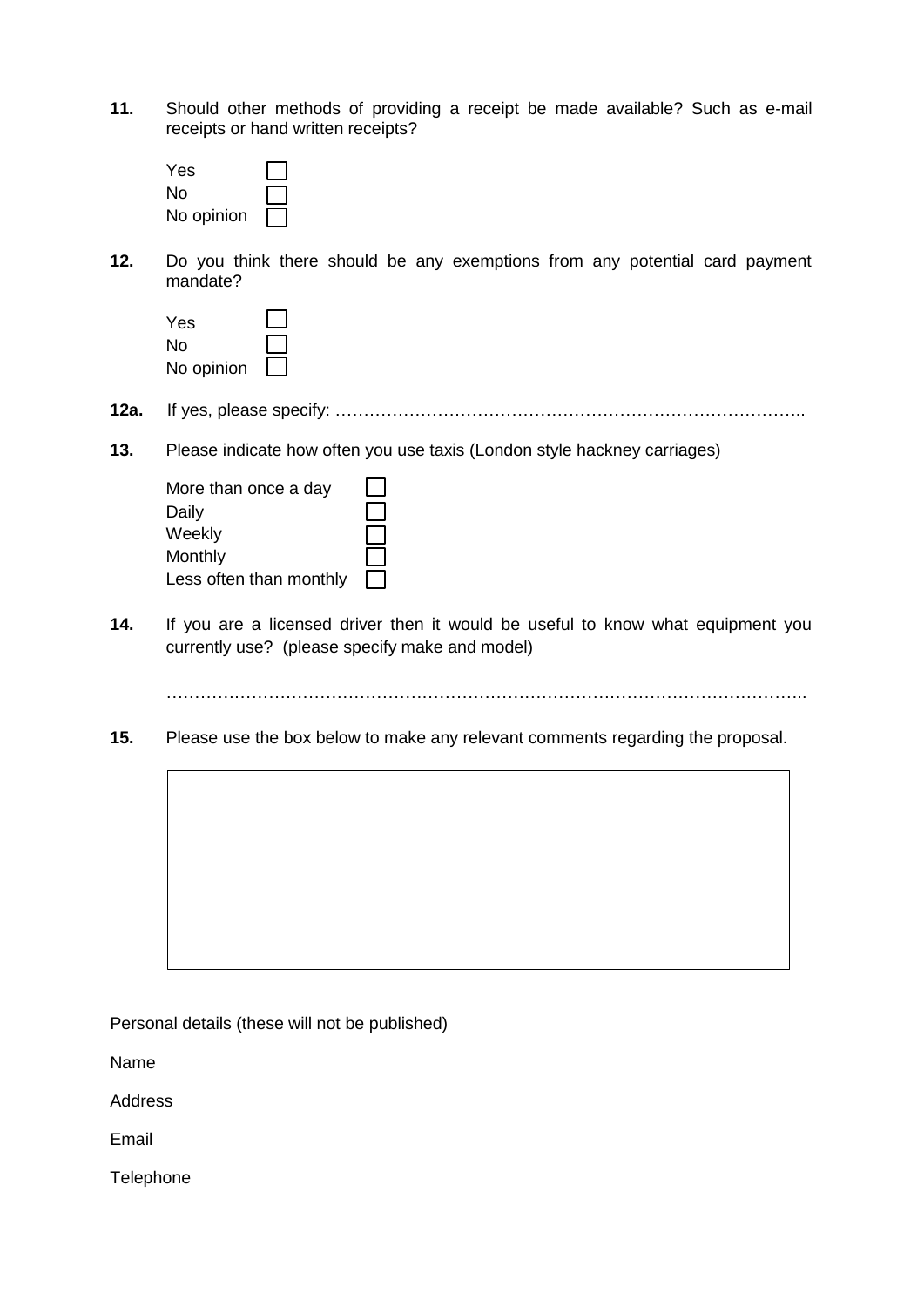**11.** Should other methods of providing a receipt be made available? Such as e-mail receipts or hand written receipts?

- Yes ☐
- No ☐
- No opinion ☐

**12.** Do you think there should be any exemptions from any potential card payment mandate?

- Yes ☐
- No ☐
- No opinion ☐

**12a.** If yes, please specify: …………………………………………………………………………..

**13.** Please indicate how often you use taxis (London style hackney carriages)

- More than once a day ☐
- Daily ☐
- Weekly ☐
- Monthly ☐
- Less often than monthly ☐

**14.** If you are a licensed driver then it would be useful to know what equipment you currently use? (please specify make and model)

…………………………………………………………………………………………………..

**15.** Please use the box below to make any relevant comments regarding the proposal.

| |
|---|
| |

Personal details (these will not be published)

Name

Address

Email

Telephone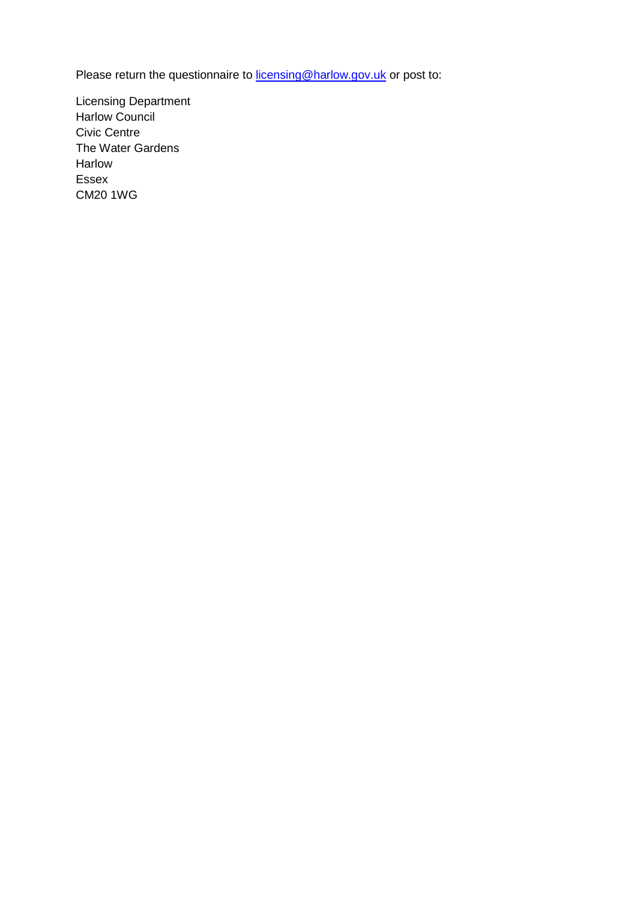Please return the questionnaire to licensing@harlow.gov.uk or post to:

Licensing Department  
Harlow Council  
Civic Centre  
The Water Gardens  
Harlow  
Essex  
CM20 1WG